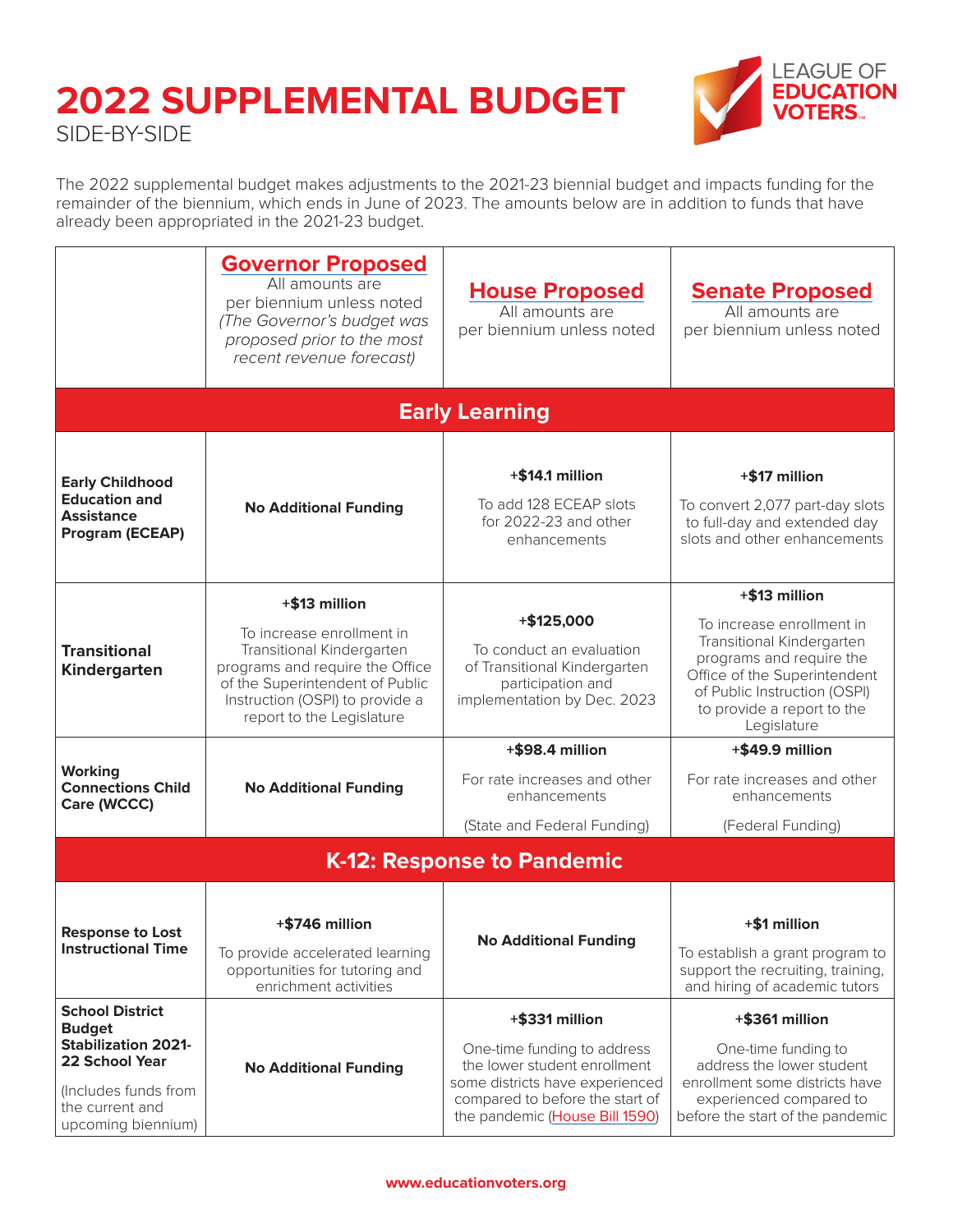# 2022 SUPPLEMENTAL BUDGET

SIDE-BY-SIDE

LEAGUE OF EDUCATION VOTERS

The 2022 supplemental budget makes adjustments to the 2021-23 biennial budget and impacts funding for the remainder of the biennium, which ends in June of 2023. The amounts below are in addition to funds that have already been appropriated in the 2021-23 budget.

| | **Governor Proposed** All amounts are per biennium unless noted *(The Governor's budget was proposed prior to the most recent revenue forecast)* | **House Proposed** All amounts are per biennium unless noted | **Senate Proposed** All amounts are per biennium unless noted |
|---|---|---|---|
| **Early Learning** | | | |
| **Early Childhood Education and Assistance Program (ECEAP)** | **No Additional Funding** | **+$14.1 million** To add 128 ECEAP slots for 2022-23 and other enhancements | **+$17 million** To convert 2,077 part-day slots to full-day and extended day slots and other enhancements |
| **Transitional Kindergarten** | **+$13 million** To increase enrollment in Transitional Kindergarten programs and require the Office of the Superintendent of Public Instruction (OSPI) to provide a report to the Legislature | **+$125,000** To conduct an evaluation of Transitional Kindergarten participation and implementation by Dec. 2023 | **+$13 million** To increase enrollment in Transitional Kindergarten programs and require the Office of the Superintendent of Public Instruction (OSPI) to provide a report to the Legislature |
| **Working Connections Child Care (WCCC)** | **No Additional Funding** | **+$98.4 million** For rate increases and other enhancements (State and Federal Funding) | **+$49.9 million** For rate increases and other enhancements (Federal Funding) |
| **K-12: Response to Pandemic** | | | |
| **Response to Lost Instructional Time** | **+$746 million** To provide accelerated learning opportunities for tutoring and enrichment activities | **No Additional Funding** | **+$1 million** To establish a grant program to support the recruiting, training, and hiring of academic tutors |
| **School District Budget Stabilization 2021-22 School Year** (Includes funds from the current and upcoming biennium) | **No Additional Funding** | **+$331 million** One-time funding to address the lower student enrollment some districts have experienced compared to before the start of the pandemic (House Bill 1590) | **+$361 million** One-time funding to address the lower student enrollment some districts have experienced compared to before the start of the pandemic |

www.educationvoters.org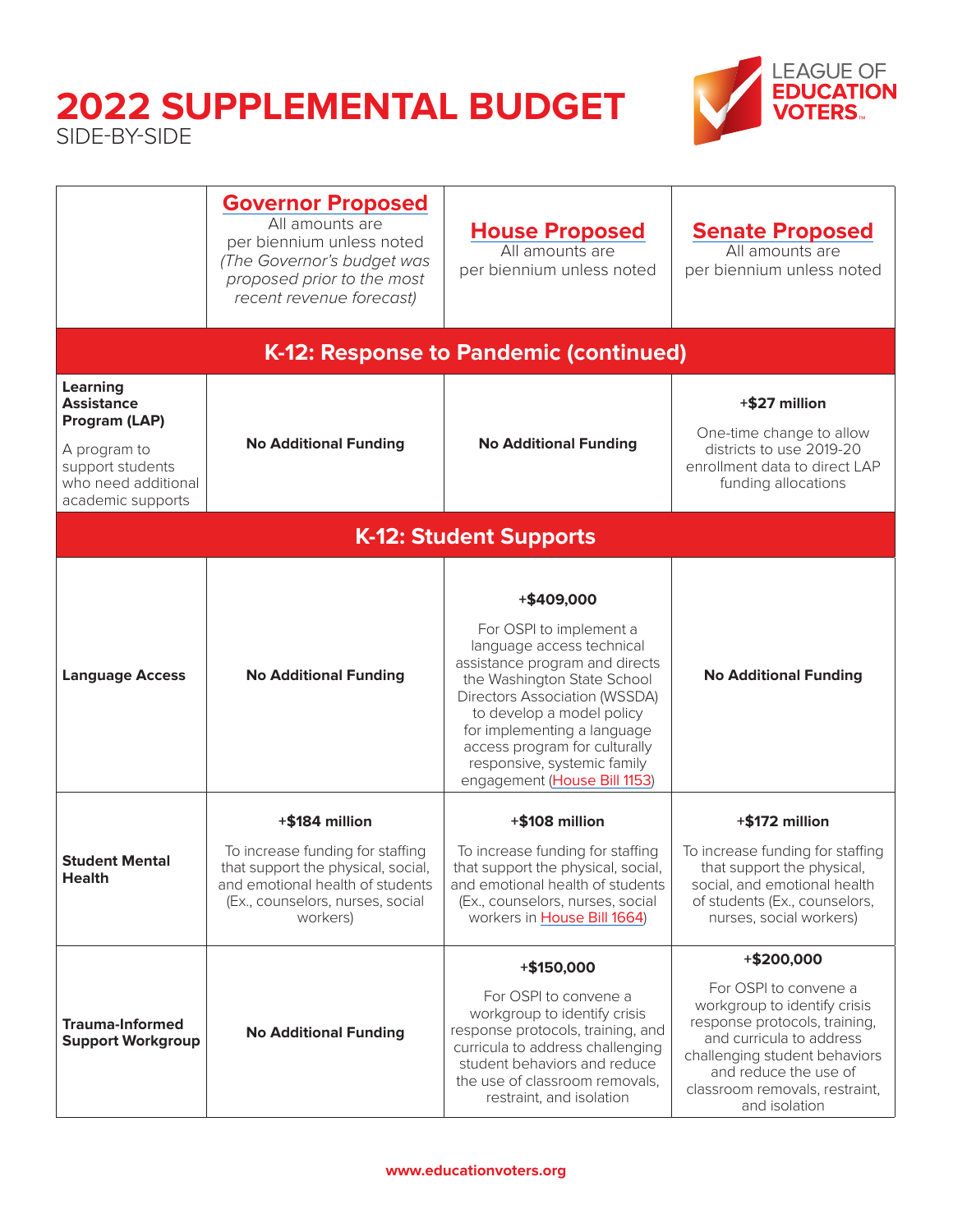# 2022 SUPPLEMENTAL BUDGET

SIDE-BY-SIDE

| | **Governor Proposed** All amounts are per biennium unless noted *(The Governor's budget was proposed prior to the most recent revenue forecast)* | **House Proposed** All amounts are per biennium unless noted | **Senate Proposed** All amounts are per biennium unless noted |
|---|---|---|---|
| **K-12: Response to Pandemic (continued)** | | | |
| **Learning Assistance Program (LAP)** A program to support students who need additional academic supports | **No Additional Funding** | **No Additional Funding** | **+$27 million** One-time change to allow districts to use 2019-20 enrollment data to direct LAP funding allocations |
| **K-12: Student Supports** | | | |
| **Language Access** | **No Additional Funding** | **+$409,000** For OSPI to implement a language access technical assistance program and directs the Washington State School Directors Association (WSSDA) to develop a model policy for implementing a language access program for culturally responsive, systemic family engagement (House Bill 1153) | **No Additional Funding** |
| **Student Mental Health** | **+$184 million** To increase funding for staffing that support the physical, social, and emotional health of students (Ex., counselors, nurses, social workers) | **+$108 million** To increase funding for staffing that support the physical, social, and emotional health of students (Ex., counselors, nurses, social workers in House Bill 1664) | **+$172 million** To increase funding for staffing that support the physical, social, and emotional health of students (Ex., counselors, nurses, social workers) |
| **Trauma-Informed Support Workgroup** | **No Additional Funding** | **+$150,000** For OSPI to convene a workgroup to identify crisis response protocols, training, and curricula to address challenging student behaviors and reduce the use of classroom removals, restraint, and isolation | **+$200,000** For OSPI to convene a workgroup to identify crisis response protocols, training, and curricula to address challenging student behaviors and reduce the use of classroom removals, restraint, and isolation |

www.educationvoters.org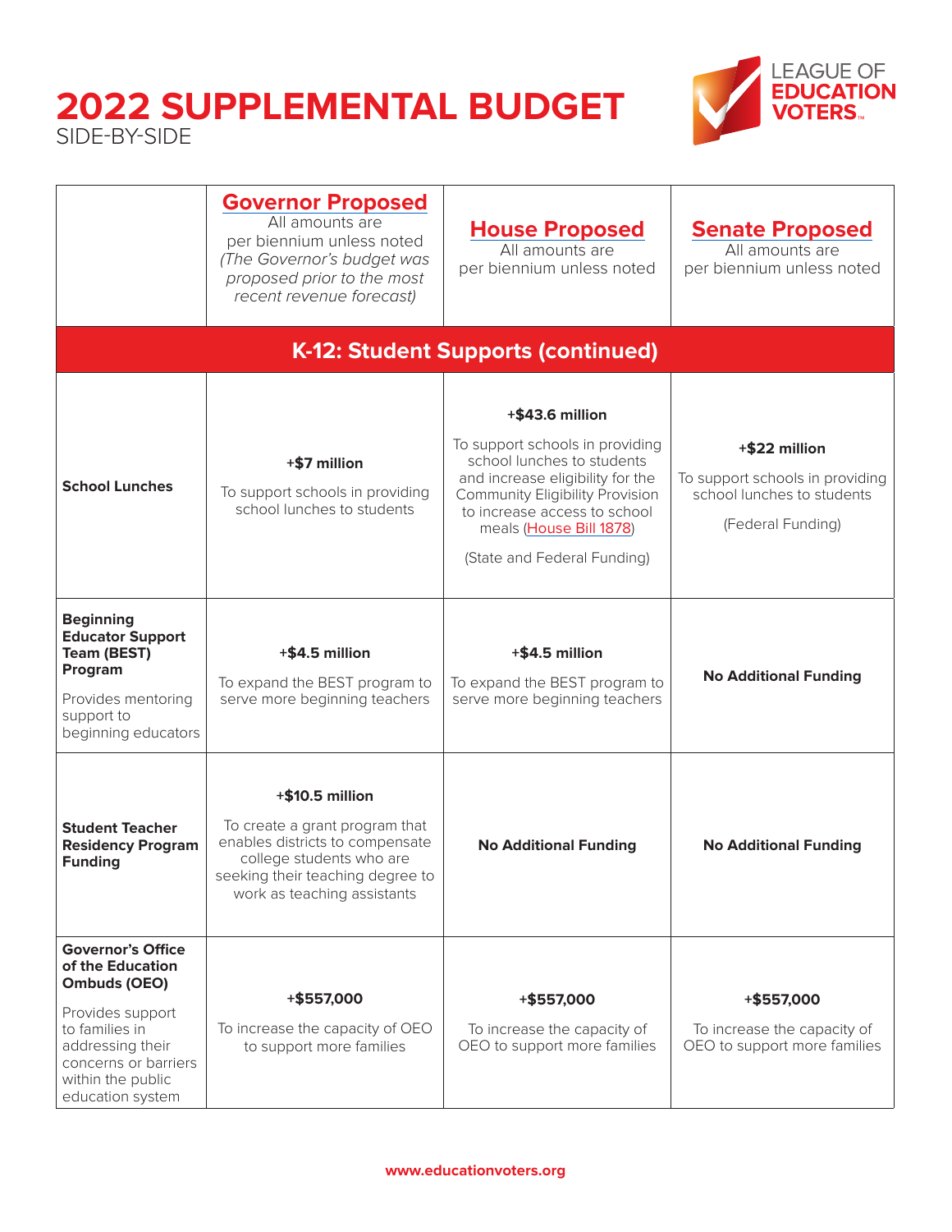# 2022 SUPPLEMENTAL BUDGET

SIDE-BY-SIDE

| | **Governor Proposed** All amounts are per biennium unless noted *(The Governor's budget was proposed prior to the most recent revenue forecast)* | **House Proposed** All amounts are per biennium unless noted | **Senate Proposed** All amounts are per biennium unless noted |
|---|---|---|---|
| **K-12: Student Supports (continued)** | | | |
| **School Lunches** | **+$7 million** To support schools in providing school lunches to students | **+$43.6 million** To support schools in providing school lunches to students and increase eligibility for the Community Eligibility Provision to increase access to school meals (House Bill 1878) (State and Federal Funding) | **+$22 million** To support schools in providing school lunches to students (Federal Funding) |
| **Beginning Educator Support Team (BEST) Program** Provides mentoring support to beginning educators | **+$4.5 million** To expand the BEST program to serve more beginning teachers | **+$4.5 million** To expand the BEST program to serve more beginning teachers | **No Additional Funding** |
| **Student Teacher Residency Program Funding** | **+$10.5 million** To create a grant program that enables districts to compensate college students who are seeking their teaching degree to work as teaching assistants | **No Additional Funding** | **No Additional Funding** |
| **Governor's Office of the Education Ombuds (OEO)** Provides support to families in addressing their concerns or barriers within the public education system | **+$557,000** To increase the capacity of OEO to support more families | **+$557,000** To increase the capacity of OEO to support more families | **+$557,000** To increase the capacity of OEO to support more families |

www.educationvoters.org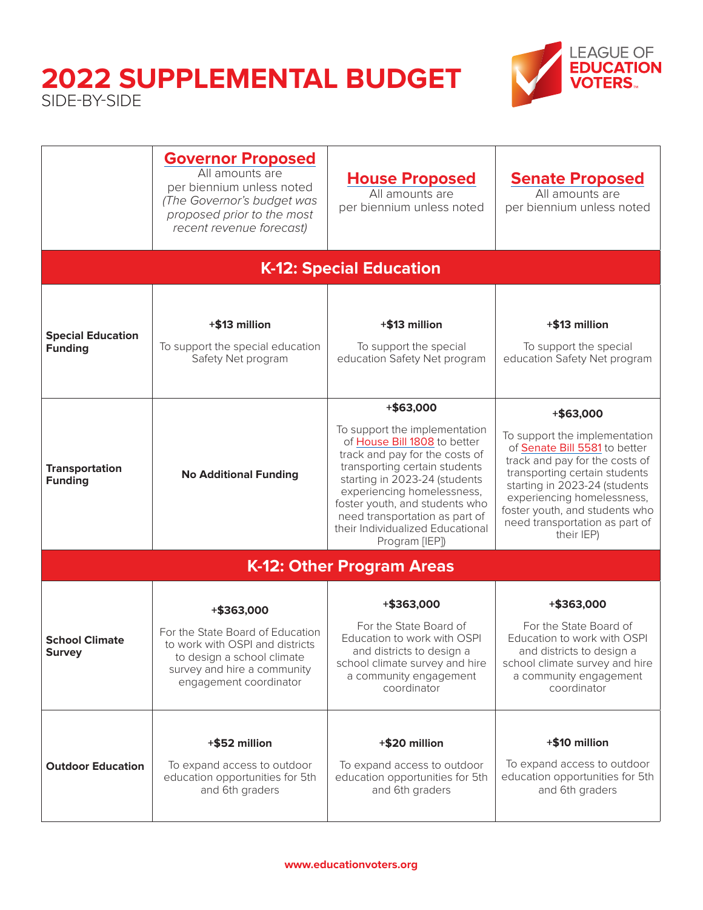# 2022 SUPPLEMENTAL BUDGET

SIDE-BY-SIDE

| | **Governor Proposed** All amounts are per biennium unless noted *(The Governor's budget was proposed prior to the most recent revenue forecast)* | **House Proposed** All amounts are per biennium unless noted | **Senate Proposed** All amounts are per biennium unless noted |
|---|---|---|---|
| **K-12: Special Education** | | | |
| **Special Education Funding** | **+$13 million** To support the special education Safety Net program | **+$13 million** To support the special education Safety Net program | **+$13 million** To support the special education Safety Net program |
| **Transportation Funding** | **No Additional Funding** | **+$63,000** To support the implementation of House Bill 1808 to better track and pay for the costs of transporting certain students starting in 2023-24 (students experiencing homelessness, foster youth, and students who need transportation as part of their Individualized Educational Program [IEP]) | **+$63,000** To support the implementation of Senate Bill 5581 to better track and pay for the costs of transporting certain students starting in 2023-24 (students experiencing homelessness, foster youth, and students who need transportation as part of their IEP) |
| **K-12: Other Program Areas** | | | |
| **School Climate Survey** | **+$363,000** For the State Board of Education to work with OSPI and districts to design a school climate survey and hire a community engagement coordinator | **+$363,000** For the State Board of Education to work with OSPI and districts to design a school climate survey and hire a community engagement coordinator | **+$363,000** For the State Board of Education to work with OSPI and districts to design a school climate survey and hire a community engagement coordinator |
| **Outdoor Education** | **+$52 million** To expand access to outdoor education opportunities for 5th and 6th graders | **+$20 million** To expand access to outdoor education opportunities for 5th and 6th graders | **+$10 million** To expand access to outdoor education opportunities for 5th and 6th graders |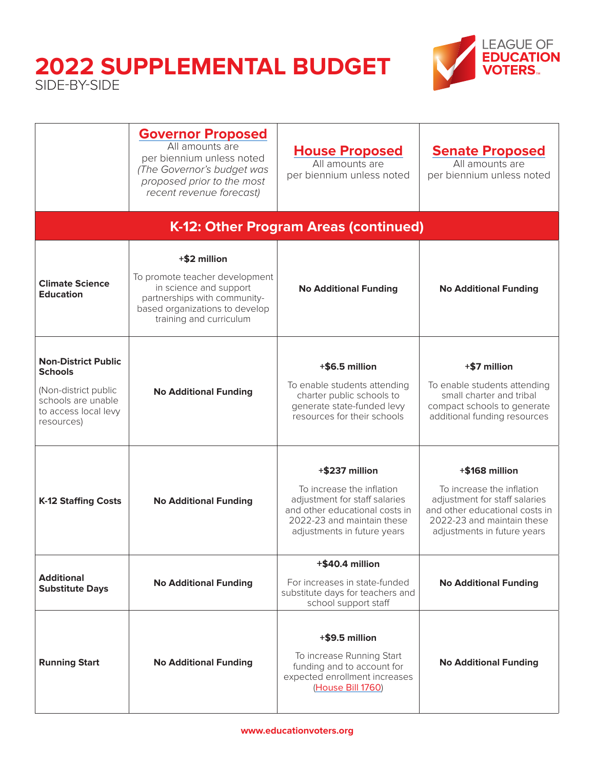# 2022 SUPPLEMENTAL BUDGET

SIDE-BY-SIDE

| | **Governor Proposed** All amounts are per biennium unless noted *(The Governor's budget was proposed prior to the most recent revenue forecast)* | **House Proposed** All amounts are per biennium unless noted | **Senate Proposed** All amounts are per biennium unless noted |
|---|---|---|---|
| **K-12: Other Program Areas (continued)** | | | |
| **Climate Science Education** | **+$2 million** To promote teacher development in science and support partnerships with community-based organizations to develop training and curriculum | **No Additional Funding** | **No Additional Funding** |
| **Non-District Public Schools** (Non-district public schools are unable to access local levy resources) | **No Additional Funding** | **+$6.5 million** To enable students attending charter public schools to generate state-funded levy resources for their schools | **+$7 million** To enable students attending small charter and tribal compact schools to generate additional funding resources |
| **K-12 Staffing Costs** | **No Additional Funding** | **+$237 million** To increase the inflation adjustment for staff salaries and other educational costs in 2022-23 and maintain these adjustments in future years | **+$168 million** To increase the inflation adjustment for staff salaries and other educational costs in 2022-23 and maintain these adjustments in future years |
| **Additional Substitute Days** | **No Additional Funding** | **+$40.4 million** For increases in state-funded substitute days for teachers and school support staff | **No Additional Funding** |
| **Running Start** | **No Additional Funding** | **+$9.5 million** To increase Running Start funding and to account for expected enrollment increases (House Bill 1760) | **No Additional Funding** |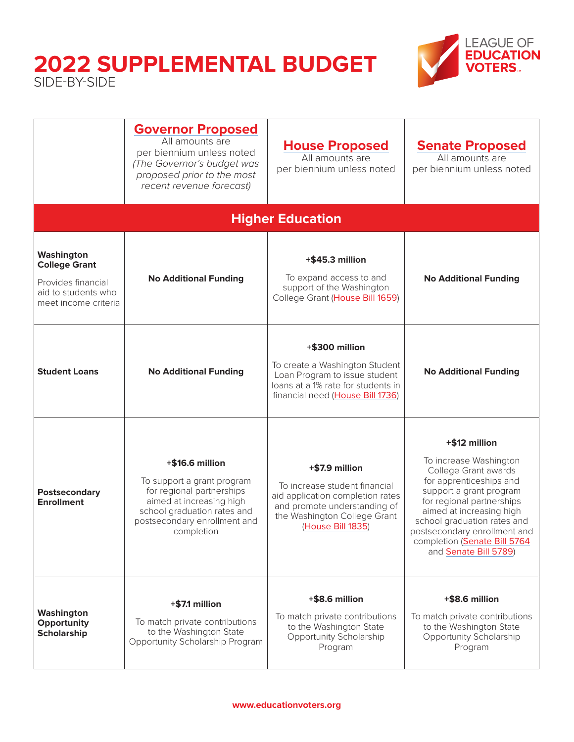# 2022 SUPPLEMENTAL BUDGET

SIDE-BY-SIDE

| | **Governor Proposed** All amounts are per biennium unless noted *(The Governor's budget was proposed prior to the most recent revenue forecast)* | **House Proposed** All amounts are per biennium unless noted | **Senate Proposed** All amounts are per biennium unless noted |
|---|---|---|---|
| **Higher Education** | | | |
| **Washington College Grant** Provides financial aid to students who meet income criteria | **No Additional Funding** | **+$45.3 million** To expand access to and support of the Washington College Grant (House Bill 1659) | **No Additional Funding** |
| **Student Loans** | **No Additional Funding** | **+$300 million** To create a Washington Student Loan Program to issue student loans at a 1% rate for students in financial need (House Bill 1736) | **No Additional Funding** |
| **Postsecondary Enrollment** | **+$16.6 million** To support a grant program for regional partnerships aimed at increasing high school graduation rates and postsecondary enrollment and completion | **+$7.9 million** To increase student financial aid application completion rates and promote understanding of the Washington College Grant (House Bill 1835) | **+$12 million** To increase Washington College Grant awards for apprenticeships and support a grant program for regional partnerships aimed at increasing high school graduation rates and postsecondary enrollment and completion (Senate Bill 5764 and Senate Bill 5789) |
| **Washington Opportunity Scholarship** | **+$7.1 million** To match private contributions to the Washington State Opportunity Scholarship Program | **+$8.6 million** To match private contributions to the Washington State Opportunity Scholarship Program | **+$8.6 million** To match private contributions to the Washington State Opportunity Scholarship Program |

www.educationvoters.org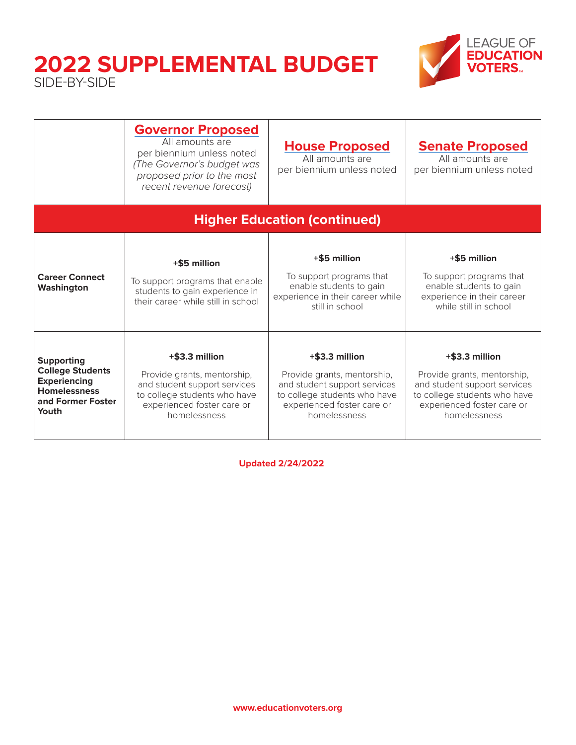# 2022 SUPPLEMENTAL BUDGET

SIDE-BY-SIDE

| | Governor Proposed<br>All amounts are per biennium unless noted<br>*(The Governor's budget was proposed prior to the most recent revenue forecast)* | House Proposed<br>All amounts are per biennium unless noted | Senate Proposed<br>All amounts are per biennium unless noted |
|---|---|---|---|
| **Higher Education (continued)** | | | |
| **Career Connect Washington** | **+$5 million**<br>To support programs that enable students to gain experience in their career while still in school | **+$5 million**<br>To support programs that enable students to gain experience in their career while still in school | **+$5 million**<br>To support programs that enable students to gain experience in their career while still in school |
| **Supporting College Students Experiencing Homelessness and Former Foster Youth** | **+$3.3 million**<br>Provide grants, mentorship, and student support services to college students who have experienced foster care or homelessness | **+$3.3 million**<br>Provide grants, mentorship, and student support services to college students who have experienced foster care or homelessness | **+$3.3 million**<br>Provide grants, mentorship, and student support services to college students who have experienced foster care or homelessness |

**Updated 2/24/2022**

www.educationvoters.org